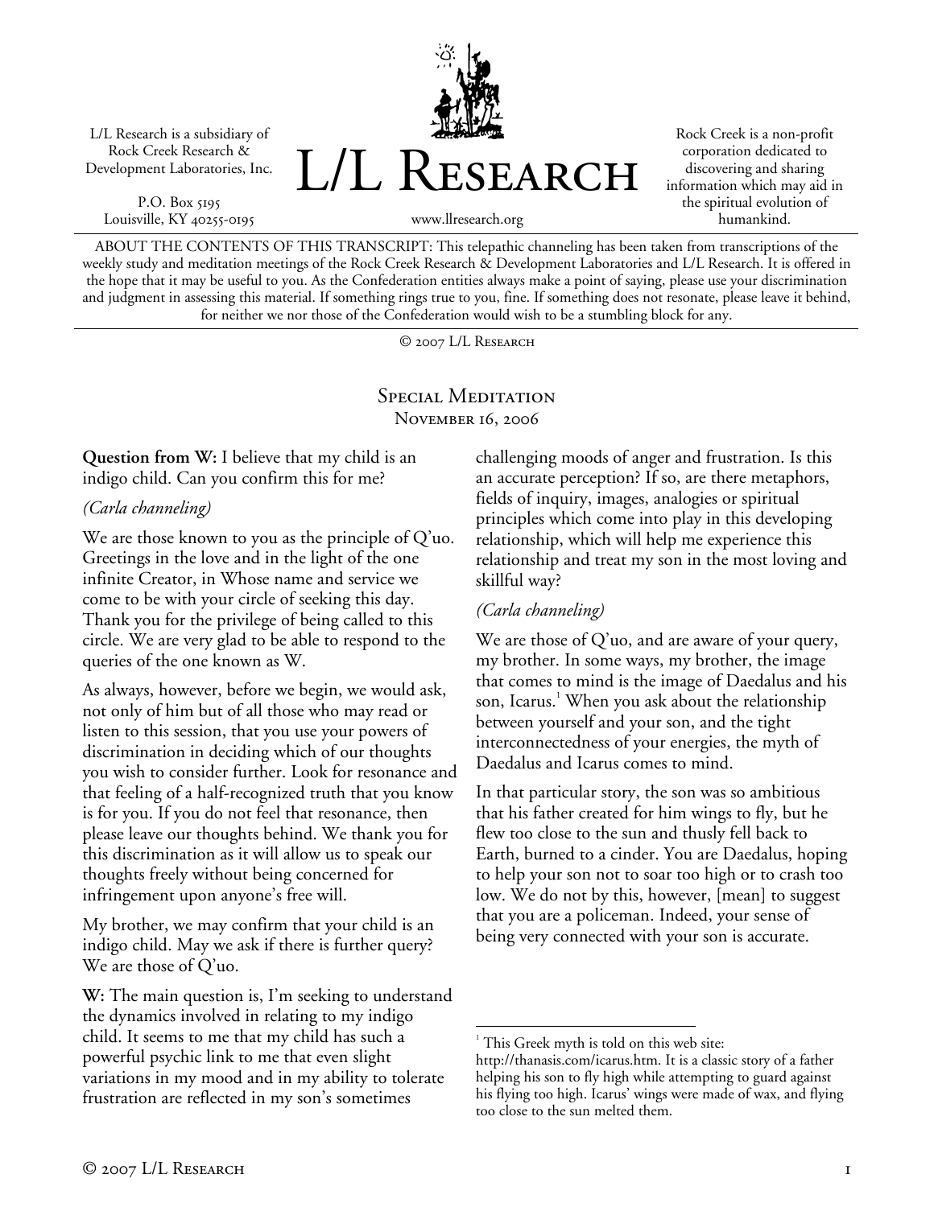L/L Research is a subsidiary of Rock Creek Research & Development Laboratories, Inc.

P.O. Box 5195
Louisville, KY 40255-0195

# L/L Research

www.llresearch.org

Rock Creek is a non-profit corporation dedicated to discovering and sharing information which may aid in the spiritual evolution of humankind.

ABOUT THE CONTENTS OF THIS TRANSCRIPT: This telepathic channeling has been taken from transcriptions of the weekly study and meditation meetings of the Rock Creek Research & Development Laboratories and L/L Research. It is offered in the hope that it may be useful to you. As the Confederation entities always make a point of saying, please use your discrimination and judgment in assessing this material. If something rings true to you, fine. If something does not resonate, please leave it behind, for neither we nor those of the Confederation would wish to be a stumbling block for any.

© 2007 L/L Research

## Special Meditation
November 16, 2006

**Question from W:** I believe that my child is an indigo child. Can you confirm this for me?

*(Carla channeling)*

We are those known to you as the principle of Q'uo. Greetings in the love and in the light of the one infinite Creator, in Whose name and service we come to be with your circle of seeking this day. Thank you for the privilege of being called to this circle. We are very glad to be able to respond to the queries of the one known as W.

As always, however, before we begin, we would ask, not only of him but of all those who may read or listen to this session, that you use your powers of discrimination in deciding which of our thoughts you wish to consider further. Look for resonance and that feeling of a half-recognized truth that you know is for you. If you do not feel that resonance, then please leave our thoughts behind. We thank you for this discrimination as it will allow us to speak our thoughts freely without being concerned for infringement upon anyone's free will.

My brother, we may confirm that your child is an indigo child. May we ask if there is further query? We are those of Q'uo.

**W:** The main question is, I'm seeking to understand the dynamics involved in relating to my indigo child. It seems to me that my child has such a powerful psychic link to me that even slight variations in my mood and in my ability to tolerate frustration are reflected in my son's sometimes challenging moods of anger and frustration. Is this an accurate perception? If so, are there metaphors, fields of inquiry, images, analogies or spiritual principles which come into play in this developing relationship, which will help me experience this relationship and treat my son in the most loving and skillful way?

*(Carla channeling)*

We are those of Q'uo, and are aware of your query, my brother. In some ways, my brother, the image that comes to mind is the image of Daedalus and his son, Icarus.[1] When you ask about the relationship between yourself and your son, and the tight interconnectedness of your energies, the myth of Daedalus and Icarus comes to mind.

In that particular story, the son was so ambitious that his father created for him wings to fly, but he flew too close to the sun and thusly fell back to Earth, burned to a cinder. You are Daedalus, hoping to help your son not to soar too high or to crash too low. We do not by this, however, [mean] to suggest that you are a policeman. Indeed, your sense of being very connected with your son is accurate.

---

[1] This Greek myth is told on this web site: http://thanasis.com/icarus.htm. It is a classic story of a father helping his son to fly high while attempting to guard against his flying too high. Icarus' wings were made of wax, and flying too close to the sun melted them.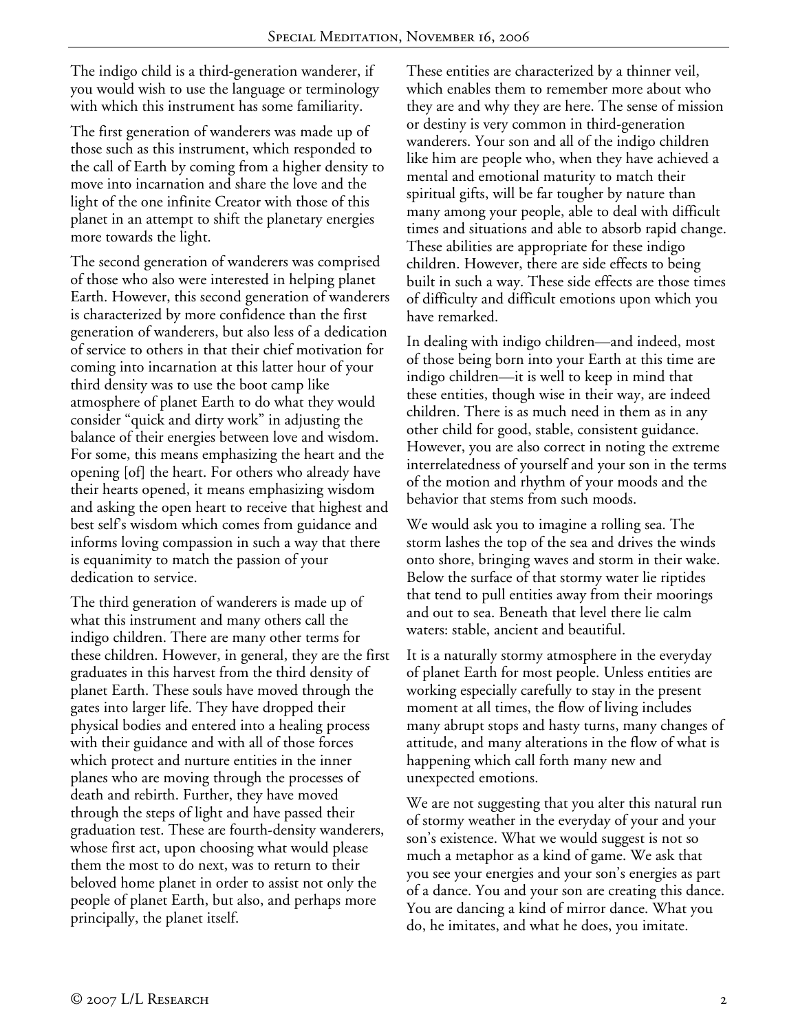The indigo child is a third-generation wanderer, if you would wish to use the language or terminology with which this instrument has some familiarity.

The first generation of wanderers was made up of those such as this instrument, which responded to the call of Earth by coming from a higher density to move into incarnation and share the love and the light of the one infinite Creator with those of this planet in an attempt to shift the planetary energies more towards the light.

The second generation of wanderers was comprised of those who also were interested in helping planet Earth. However, this second generation of wanderers is characterized by more confidence than the first generation of wanderers, but also less of a dedication of service to others in that their chief motivation for coming into incarnation at this latter hour of your third density was to use the boot camp like atmosphere of planet Earth to do what they would consider "quick and dirty work" in adjusting the balance of their energies between love and wisdom. For some, this means emphasizing the heart and the opening [of] the heart. For others who already have their hearts opened, it means emphasizing wisdom and asking the open heart to receive that highest and best self's wisdom which comes from guidance and informs loving compassion in such a way that there is equanimity to match the passion of your dedication to service.

The third generation of wanderers is made up of what this instrument and many others call the indigo children. There are many other terms for these children. However, in general, they are the first graduates in this harvest from the third density of planet Earth. These souls have moved through the gates into larger life. They have dropped their physical bodies and entered into a healing process with their guidance and with all of those forces which protect and nurture entities in the inner planes who are moving through the processes of death and rebirth. Further, they have moved through the steps of light and have passed their graduation test. These are fourth-density wanderers, whose first act, upon choosing what would please them the most to do next, was to return to their beloved home planet in order to assist not only the people of planet Earth, but also, and perhaps more principally, the planet itself.

These entities are characterized by a thinner veil, which enables them to remember more about who they are and why they are here. The sense of mission or destiny is very common in third-generation wanderers. Your son and all of the indigo children like him are people who, when they have achieved a mental and emotional maturity to match their spiritual gifts, will be far tougher by nature than many among your people, able to deal with difficult times and situations and able to absorb rapid change. These abilities are appropriate for these indigo children. However, there are side effects to being built in such a way. These side effects are those times of difficulty and difficult emotions upon which you have remarked.

In dealing with indigo children—and indeed, most of those being born into your Earth at this time are indigo children—it is well to keep in mind that these entities, though wise in their way, are indeed children. There is as much need in them as in any other child for good, stable, consistent guidance. However, you are also correct in noting the extreme interrelatedness of yourself and your son in the terms of the motion and rhythm of your moods and the behavior that stems from such moods.

We would ask you to imagine a rolling sea. The storm lashes the top of the sea and drives the winds onto shore, bringing waves and storm in their wake. Below the surface of that stormy water lie riptides that tend to pull entities away from their moorings and out to sea. Beneath that level there lie calm waters: stable, ancient and beautiful.

It is a naturally stormy atmosphere in the everyday of planet Earth for most people. Unless entities are working especially carefully to stay in the present moment at all times, the flow of living includes many abrupt stops and hasty turns, many changes of attitude, and many alterations in the flow of what is happening which call forth many new and unexpected emotions.

We are not suggesting that you alter this natural run of stormy weather in the everyday of your and your son's existence. What we would suggest is not so much a metaphor as a kind of game. We ask that you see your energies and your son's energies as part of a dance. You and your son are creating this dance. You are dancing a kind of mirror dance. What you do, he imitates, and what he does, you imitate.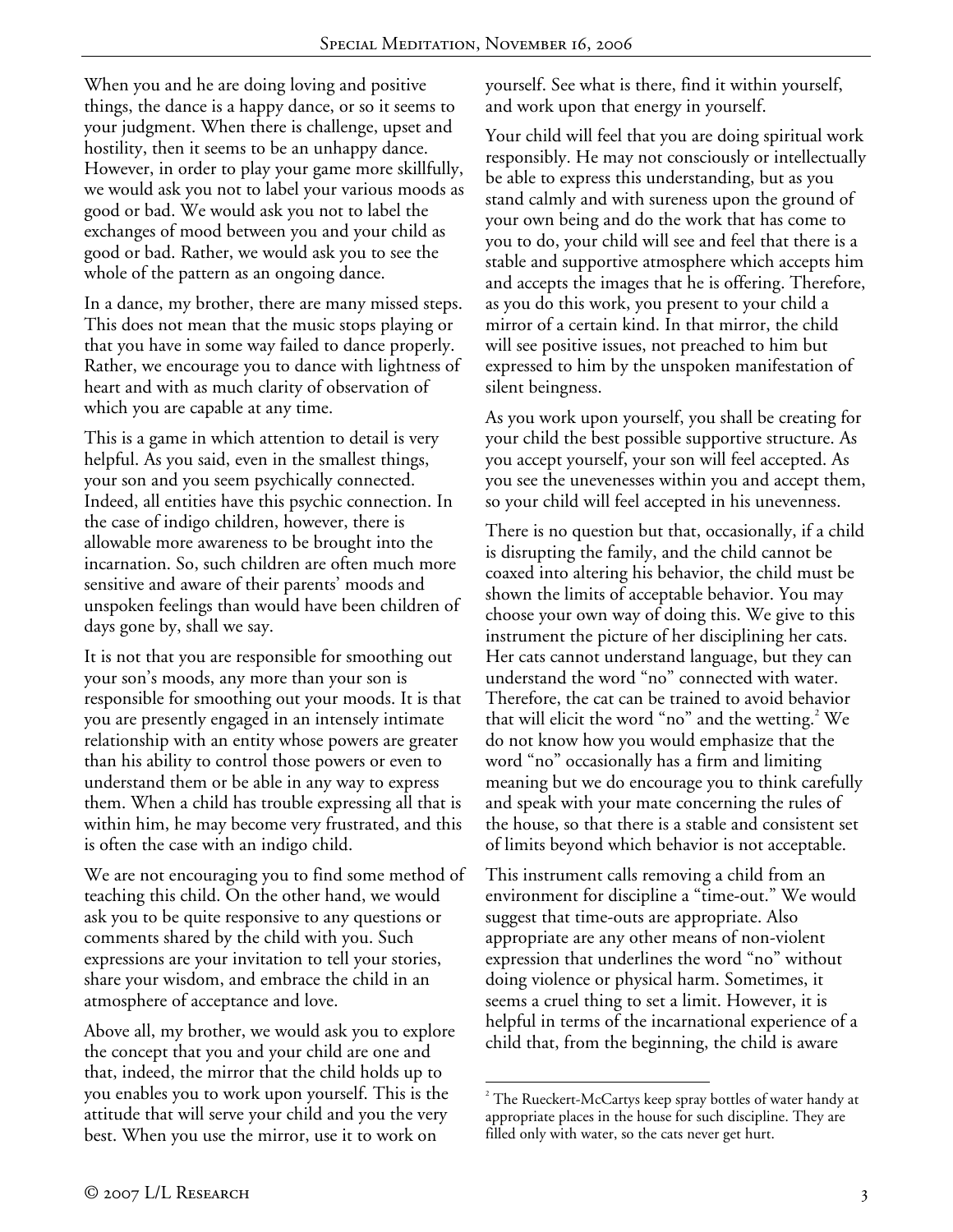When you and he are doing loving and positive things, the dance is a happy dance, or so it seems to your judgment. When there is challenge, upset and hostility, then it seems to be an unhappy dance. However, in order to play your game more skillfully, we would ask you not to label your various moods as good or bad. We would ask you not to label the exchanges of mood between you and your child as good or bad. Rather, we would ask you to see the whole of the pattern as an ongoing dance.

In a dance, my brother, there are many missed steps. This does not mean that the music stops playing or that you have in some way failed to dance properly. Rather, we encourage you to dance with lightness of heart and with as much clarity of observation of which you are capable at any time.

This is a game in which attention to detail is very helpful. As you said, even in the smallest things, your son and you seem psychically connected. Indeed, all entities have this psychic connection. In the case of indigo children, however, there is allowable more awareness to be brought into the incarnation. So, such children are often much more sensitive and aware of their parents' moods and unspoken feelings than would have been children of days gone by, shall we say.

It is not that you are responsible for smoothing out your son's moods, any more than your son is responsible for smoothing out your moods. It is that you are presently engaged in an intensely intimate relationship with an entity whose powers are greater than his ability to control those powers or even to understand them or be able in any way to express them. When a child has trouble expressing all that is within him, he may become very frustrated, and this is often the case with an indigo child.

We are not encouraging you to find some method of teaching this child. On the other hand, we would ask you to be quite responsive to any questions or comments shared by the child with you. Such expressions are your invitation to tell your stories, share your wisdom, and embrace the child in an atmosphere of acceptance and love.

Above all, my brother, we would ask you to explore the concept that you and your child are one and that, indeed, the mirror that the child holds up to you enables you to work upon yourself. This is the attitude that will serve your child and you the very best. When you use the mirror, use it to work on yourself. See what is there, find it within yourself, and work upon that energy in yourself.

Your child will feel that you are doing spiritual work responsibly. He may not consciously or intellectually be able to express this understanding, but as you stand calmly and with sureness upon the ground of your own being and do the work that has come to you to do, your child will see and feel that there is a stable and supportive atmosphere which accepts him and accepts the images that he is offering. Therefore, as you do this work, you present to your child a mirror of a certain kind. In that mirror, the child will see positive issues, not preached to him but expressed to him by the unspoken manifestation of silent beingness.

As you work upon yourself, you shall be creating for your child the best possible supportive structure. As you accept yourself, your son will feel accepted. As you see the unevenesses within you and accept them, so your child will feel accepted in his unevenness.

There is no question but that, occasionally, if a child is disrupting the family, and the child cannot be coaxed into altering his behavior, the child must be shown the limits of acceptable behavior. You may choose your own way of doing this. We give to this instrument the picture of her disciplining her cats. Her cats cannot understand language, but they can understand the word "no" connected with water. Therefore, the cat can be trained to avoid behavior that will elicit the word "no" and the wetting.[2] We do not know how you would emphasize that the word "no" occasionally has a firm and limiting meaning but we do encourage you to think carefully and speak with your mate concerning the rules of the house, so that there is a stable and consistent set of limits beyond which behavior is not acceptable.

This instrument calls removing a child from an environment for discipline a "time-out." We would suggest that time-outs are appropriate. Also appropriate are any other means of non-violent expression that underlines the word "no" without doing violence or physical harm. Sometimes, it seems a cruel thing to set a limit. However, it is helpful in terms of the incarnational experience of a child that, from the beginning, the child is aware

[2] The Rueckert-McCartys keep spray bottles of water handy at appropriate places in the house for such discipline. They are filled only with water, so the cats never get hurt.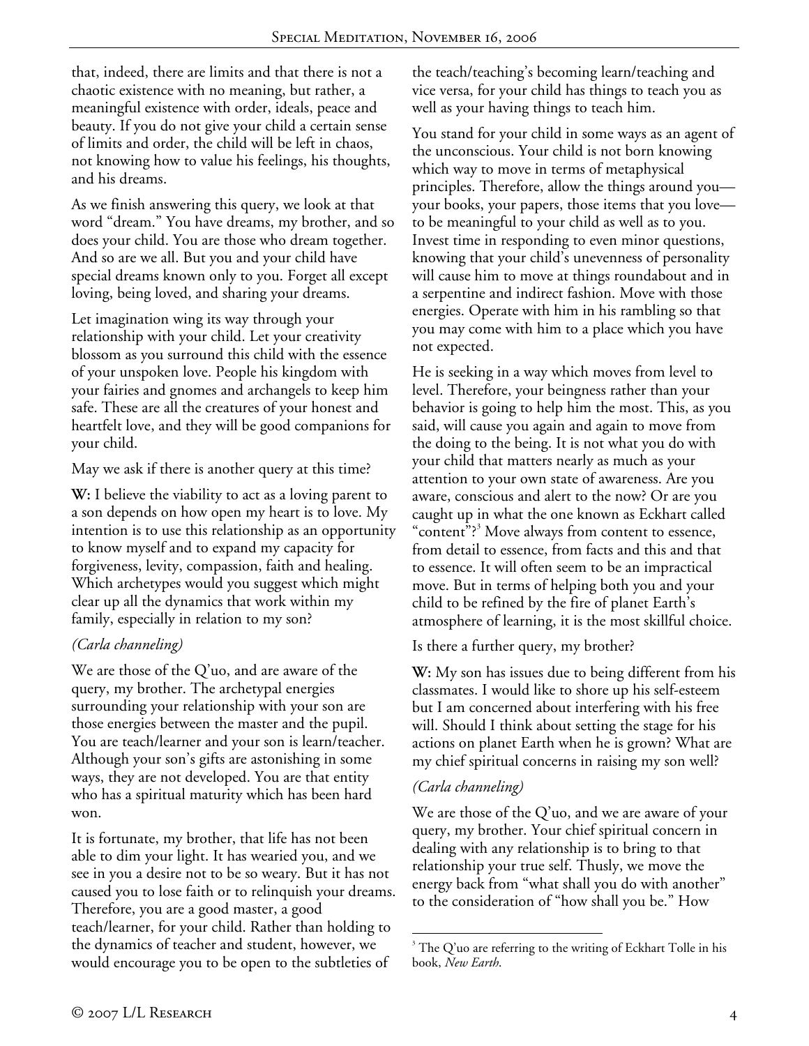that, indeed, there are limits and that there is not a chaotic existence with no meaning, but rather, a meaningful existence with order, ideals, peace and beauty. If you do not give your child a certain sense of limits and order, the child will be left in chaos, not knowing how to value his feelings, his thoughts, and his dreams.

As we finish answering this query, we look at that word "dream." You have dreams, my brother, and so does your child. You are those who dream together. And so are we all. But you and your child have special dreams known only to you. Forget all except loving, being loved, and sharing your dreams.

Let imagination wing its way through your relationship with your child. Let your creativity blossom as you surround this child with the essence of your unspoken love. People his kingdom with your fairies and gnomes and archangels to keep him safe. These are all the creatures of your honest and heartfelt love, and they will be good companions for your child.

May we ask if there is another query at this time?

**W:** I believe the viability to act as a loving parent to a son depends on how open my heart is to love. My intention is to use this relationship as an opportunity to know myself and to expand my capacity for forgiveness, levity, compassion, faith and healing. Which archetypes would you suggest which might clear up all the dynamics that work within my family, especially in relation to my son?

*(Carla channeling)*

We are those of the Q'uo, and are aware of the query, my brother. The archetypal energies surrounding your relationship with your son are those energies between the master and the pupil. You are teach/learner and your son is learn/teacher. Although your son's gifts are astonishing in some ways, they are not developed. You are that entity who has a spiritual maturity which has been hard won.

It is fortunate, my brother, that life has not been able to dim your light. It has wearied you, and we see in you a desire not to be so weary. But it has not caused you to lose faith or to relinquish your dreams. Therefore, you are a good master, a good teach/learner, for your child. Rather than holding to the dynamics of teacher and student, however, we would encourage you to be open to the subtleties of the teach/teaching's becoming learn/teaching and vice versa, for your child has things to teach you as well as your having things to teach him.

You stand for your child in some ways as an agent of the unconscious. Your child is not born knowing which way to move in terms of metaphysical principles. Therefore, allow the things around you—your books, your papers, those items that you love—to be meaningful to your child as well as to you. Invest time in responding to even minor questions, knowing that your child's unevenness of personality will cause him to move at things roundabout and in a serpentine and indirect fashion. Move with those energies. Operate with him in his rambling so that you may come with him to a place which you have not expected.

He is seeking in a way which moves from level to level. Therefore, your beingness rather than your behavior is going to help him the most. This, as you said, will cause you again and again to move from the doing to the being. It is not what you do with your child that matters nearly as much as your attention to your own state of awareness. Are you aware, conscious and alert to the now? Or are you caught up in what the one known as Eckhart called "content"?[3] Move always from content to essence, from detail to essence, from facts and this and that to essence. It will often seem to be an impractical move. But in terms of helping both you and your child to be refined by the fire of planet Earth's atmosphere of learning, it is the most skillful choice.

Is there a further query, my brother?

**W:** My son has issues due to being different from his classmates. I would like to shore up his self-esteem but I am concerned about interfering with his free will. Should I think about setting the stage for his actions on planet Earth when he is grown? What are my chief spiritual concerns in raising my son well?

*(Carla channeling)*

We are those of the Q'uo, and we are aware of your query, my brother. Your chief spiritual concern in dealing with any relationship is to bring to that relationship your true self. Thusly, we move the energy back from "what shall you do with another" to the consideration of "how shall you be." How

---

[3] The Q'uo are referring to the writing of Eckhart Tolle in his book, *New Earth*.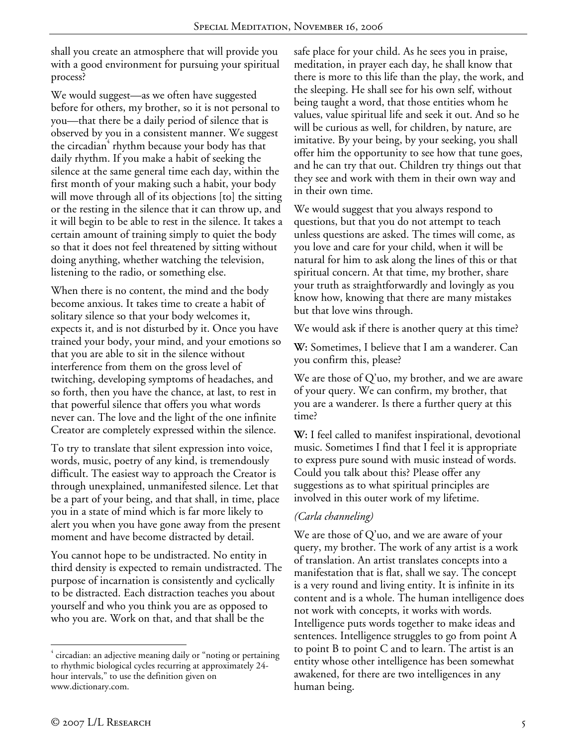shall you create an atmosphere that will provide you with a good environment for pursuing your spiritual process?

We would suggest—as we often have suggested before for others, my brother, so it is not personal to you—that there be a daily period of silence that is observed by you in a consistent manner. We suggest the circadian[4] rhythm because your body has that daily rhythm. If you make a habit of seeking the silence at the same general time each day, within the first month of your making such a habit, your body will move through all of its objections [to] the sitting or the resting in the silence that it can throw up, and it will begin to be able to rest in the silence. It takes a certain amount of training simply to quiet the body so that it does not feel threatened by sitting without doing anything, whether watching the television, listening to the radio, or something else.

When there is no content, the mind and the body become anxious. It takes time to create a habit of solitary silence so that your body welcomes it, expects it, and is not disturbed by it. Once you have trained your body, your mind, and your emotions so that you are able to sit in the silence without interference from them on the gross level of twitching, developing symptoms of headaches, and so forth, then you have the chance, at last, to rest in that powerful silence that offers you what words never can. The love and the light of the one infinite Creator are completely expressed within the silence.

To try to translate that silent expression into voice, words, music, poetry of any kind, is tremendously difficult. The easiest way to approach the Creator is through unexplained, unmanifested silence. Let that be a part of your being, and that shall, in time, place you in a state of mind which is far more likely to alert you when you have gone away from the present moment and have become distracted by detail.

You cannot hope to be undistracted. No entity in third density is expected to remain undistracted. The purpose of incarnation is consistently and cyclically to be distracted. Each distraction teaches you about yourself and who you think you are as opposed to who you are. Work on that, and that shall be the safe place for your child. As he sees you in praise, meditation, in prayer each day, he shall know that there is more to this life than the play, the work, and the sleeping. He shall see for his own self, without being taught a word, that those entities whom he values, value spiritual life and seek it out. And so he will be curious as well, for children, by nature, are imitative. By your being, by your seeking, you shall offer him the opportunity to see how that tune goes, and he can try that out. Children try things out that they see and work with them in their own way and in their own time.

We would suggest that you always respond to questions, but that you do not attempt to teach unless questions are asked. The times will come, as you love and care for your child, when it will be natural for him to ask along the lines of this or that spiritual concern. At that time, my brother, share your truth as straightforwardly and lovingly as you know how, knowing that there are many mistakes but that love wins through.

We would ask if there is another query at this time?

**W:** Sometimes, I believe that I am a wanderer. Can you confirm this, please?

We are those of Q'uo, my brother, and we are aware of your query. We can confirm, my brother, that you are a wanderer. Is there a further query at this time?

**W:** I feel called to manifest inspirational, devotional music. Sometimes I find that I feel it is appropriate to express pure sound with music instead of words. Could you talk about this? Please offer any suggestions as to what spiritual principles are involved in this outer work of my lifetime.

*(Carla channeling)*

We are those of Q'uo, and we are aware of your query, my brother. The work of any artist is a work of translation. An artist translates concepts into a manifestation that is flat, shall we say. The concept is a very round and living entity. It is infinite in its content and is a whole. The human intelligence does not work with concepts, it works with words. Intelligence puts words together to make ideas and sentences. Intelligence struggles to go from point A to point B to point C and to learn. The artist is an entity whose other intelligence has been somewhat awakened, for there are two intelligences in any human being.

---

[4] circadian: an adjective meaning daily or "noting or pertaining to rhythmic biological cycles recurring at approximately 24-hour intervals," to use the definition given on www.dictionary.com.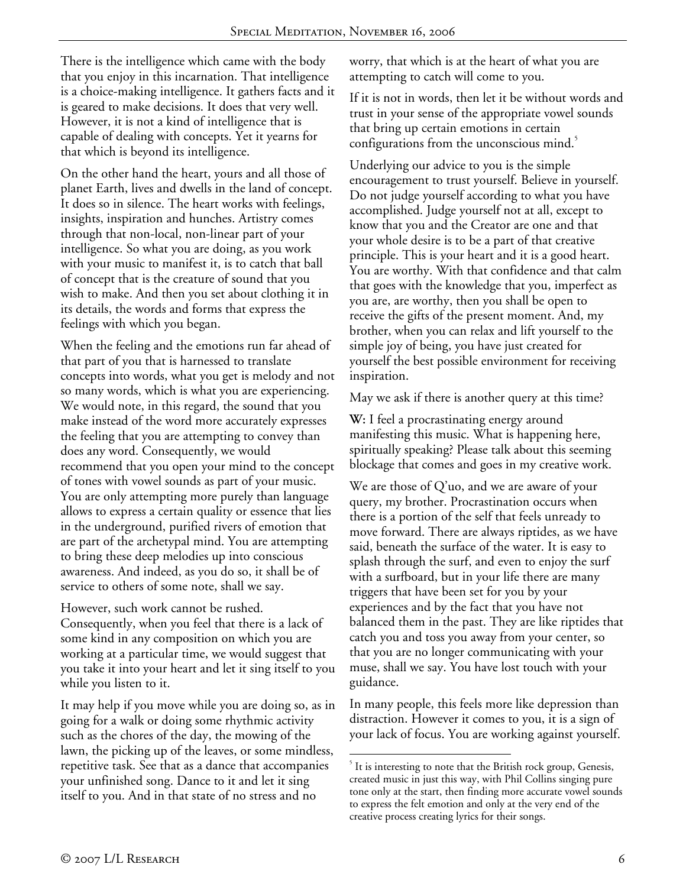There is the intelligence which came with the body that you enjoy in this incarnation. That intelligence is a choice-making intelligence. It gathers facts and it is geared to make decisions. It does that very well. However, it is not a kind of intelligence that is capable of dealing with concepts. Yet it yearns for that which is beyond its intelligence.

On the other hand the heart, yours and all those of planet Earth, lives and dwells in the land of concept. It does so in silence. The heart works with feelings, insights, inspiration and hunches. Artistry comes through that non-local, non-linear part of your intelligence. So what you are doing, as you work with your music to manifest it, is to catch that ball of concept that is the creature of sound that you wish to make. And then you set about clothing it in its details, the words and forms that express the feelings with which you began.

When the feeling and the emotions run far ahead of that part of you that is harnessed to translate concepts into words, what you get is melody and not so many words, which is what you are experiencing. We would note, in this regard, the sound that you make instead of the word more accurately expresses the feeling that you are attempting to convey than does any word. Consequently, we would recommend that you open your mind to the concept of tones with vowel sounds as part of your music. You are only attempting more purely than language allows to express a certain quality or essence that lies in the underground, purified rivers of emotion that are part of the archetypal mind. You are attempting to bring these deep melodies up into conscious awareness. And indeed, as you do so, it shall be of service to others of some note, shall we say.

However, such work cannot be rushed. Consequently, when you feel that there is a lack of some kind in any composition on which you are working at a particular time, we would suggest that you take it into your heart and let it sing itself to you while you listen to it.

It may help if you move while you are doing so, as in going for a walk or doing some rhythmic activity such as the chores of the day, the mowing of the lawn, the picking up of the leaves, or some mindless, repetitive task. See that as a dance that accompanies your unfinished song. Dance to it and let it sing itself to you. And in that state of no stress and no worry, that which is at the heart of what you are attempting to catch will come to you.

If it is not in words, then let it be without words and trust in your sense of the appropriate vowel sounds that bring up certain emotions in certain configurations from the unconscious mind.[5]

Underlying our advice to you is the simple encouragement to trust yourself. Believe in yourself. Do not judge yourself according to what you have accomplished. Judge yourself not at all, except to know that you and the Creator are one and that your whole desire is to be a part of that creative principle. This is your heart and it is a good heart. You are worthy. With that confidence and that calm that goes with the knowledge that you, imperfect as you are, are worthy, then you shall be open to receive the gifts of the present moment. And, my brother, when you can relax and lift yourself to the simple joy of being, you have just created for yourself the best possible environment for receiving inspiration.

May we ask if there is another query at this time?

**W:** I feel a procrastinating energy around manifesting this music. What is happening here, spiritually speaking? Please talk about this seeming blockage that comes and goes in my creative work.

We are those of Q'uo, and we are aware of your query, my brother. Procrastination occurs when there is a portion of the self that feels unready to move forward. There are always riptides, as we have said, beneath the surface of the water. It is easy to splash through the surf, and even to enjoy the surf with a surfboard, but in your life there are many triggers that have been set for you by your experiences and by the fact that you have not balanced them in the past. They are like riptides that catch you and toss you away from your center, so that you are no longer communicating with your muse, shall we say. You have lost touch with your guidance.

In many people, this feels more like depression than distraction. However it comes to you, it is a sign of your lack of focus. You are working against yourself.

---

[5] It is interesting to note that the British rock group, Genesis, created music in just this way, with Phil Collins singing pure tone only at the start, then finding more accurate vowel sounds to express the felt emotion and only at the very end of the creative process creating lyrics for their songs.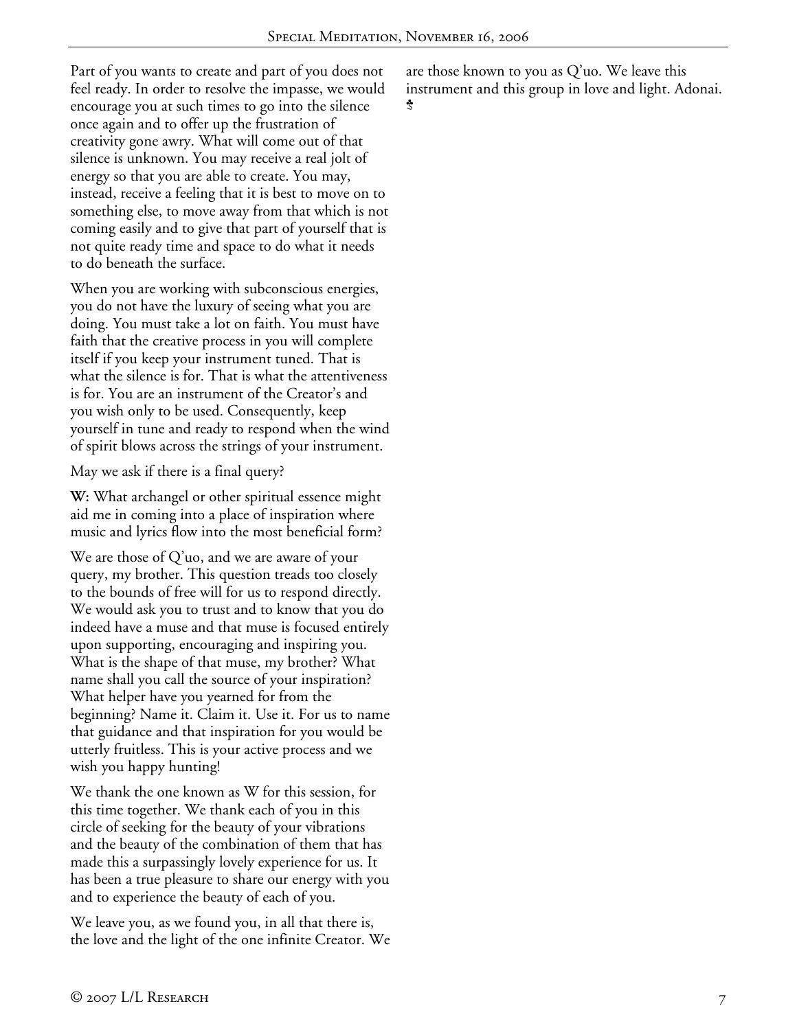Part of you wants to create and part of you does not feel ready. In order to resolve the impasse, we would encourage you at such times to go into the silence once again and to offer up the frustration of creativity gone awry. What will come out of that silence is unknown. You may receive a real jolt of energy so that you are able to create. You may, instead, receive a feeling that it is best to move on to something else, to move away from that which is not coming easily and to give that part of yourself that is not quite ready time and space to do what it needs to do beneath the surface.

When you are working with subconscious energies, you do not have the luxury of seeing what you are doing. You must take a lot on faith. You must have faith that the creative process in you will complete itself if you keep your instrument tuned. That is what the silence is for. That is what the attentiveness is for. You are an instrument of the Creator's and you wish only to be used. Consequently, keep yourself in tune and ready to respond when the wind of spirit blows across the strings of your instrument.

May we ask if there is a final query?

**W:** What archangel or other spiritual essence might aid me in coming into a place of inspiration where music and lyrics flow into the most beneficial form?

We are those of Q'uo, and we are aware of your query, my brother. This question treads too closely to the bounds of free will for us to respond directly. We would ask you to trust and to know that you do indeed have a muse and that muse is focused entirely upon supporting, encouraging and inspiring you. What is the shape of that muse, my brother? What name shall you call the source of your inspiration? What helper have you yearned for from the beginning? Name it. Claim it. Use it. For us to name that guidance and that inspiration for you would be utterly fruitless. This is your active process and we wish you happy hunting!

We thank the one known as W for this session, for this time together. We thank each of you in this circle of seeking for the beauty of your vibrations and the beauty of the combination of them that has made this a surpassingly lovely experience for us. It has been a true pleasure to share our energy with you and to experience the beauty of each of you.

We leave you, as we found you, in all that there is, the love and the light of the one infinite Creator. We are those known to you as Q'uo. We leave this instrument and this group in love and light. Adonai. ♣